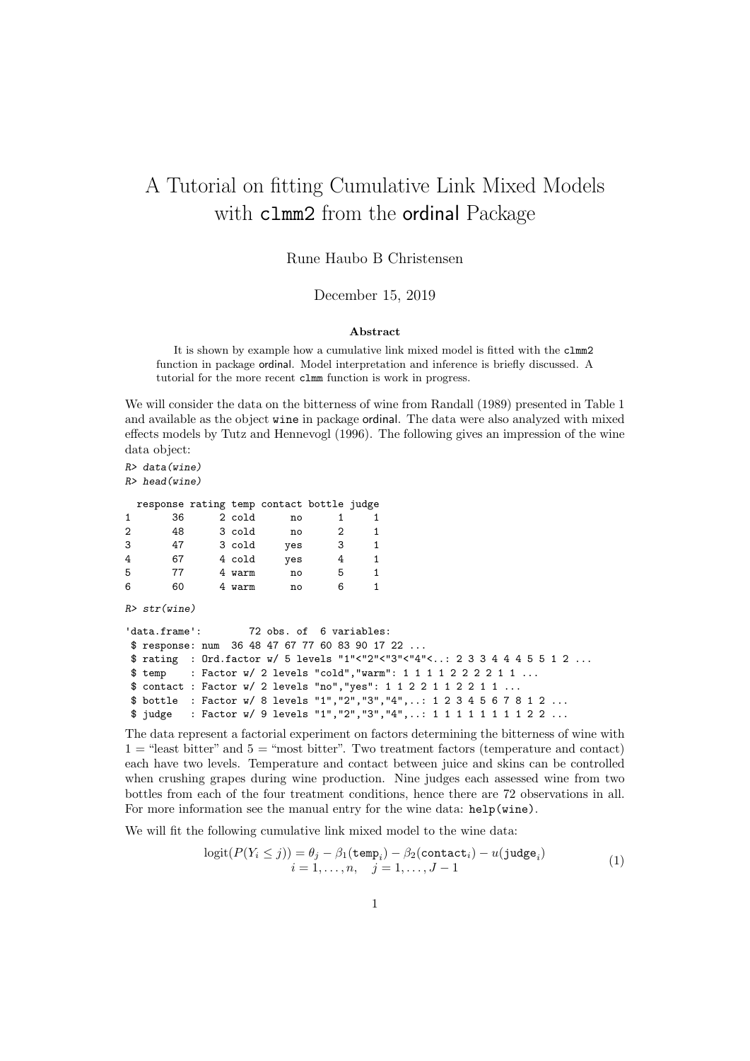# A Tutorial on fitting Cumulative Link Mixed Models with `clmm2` from the ordinal Package

Rune Haubo B Christensen

December 15, 2019

**Abstract**

It is shown by example how a cumulative link mixed model is fitted with the `clmm2` function in package ordinal. Model interpretation and inference is briefly discussed. A tutorial for the more recent `clmm` function is work in progress.

We will consider the data on the bitterness of wine from Randall (1989) presented in Table 1 and available as the object `wine` in package ordinal. The data were also analyzed with mixed effects models by Tutz and Hennevogl (1996). The following gives an impression of the wine data object:

```
R> data(wine)
R> head(wine)
```

```
  response rating temp contact bottle judge
1       36      2 cold      no      1     1
2       48      3 cold      no      2     1
3       47      3 cold     yes      3     1
4       67      4 cold     yes      4     1
5       77      4 warm      no      5     1
6       60      4 warm      no      6     1
```

```
R> str(wine)
```

```
'data.frame':        72 obs. of  6 variables:
 $ response: num  36 48 47 67 77 60 83 90 17 22 ...
 $ rating  : Ord.factor w/ 5 levels "1"<"2"<"3"<"4"<..: 2 3 3 4 4 4 5 5 1 2 ...
 $ temp    : Factor w/ 2 levels "cold","warm": 1 1 1 1 2 2 2 2 1 1 ...
 $ contact : Factor w/ 2 levels "no","yes": 1 1 2 2 1 1 2 2 1 1 ...
 $ bottle  : Factor w/ 8 levels "1","2","3","4",..: 1 2 3 4 5 6 7 8 1 2 ...
 $ judge   : Factor w/ 9 levels "1","2","3","4",..: 1 1 1 1 1 1 1 1 2 2 ...
```

The data represent a factorial experiment on factors determining the bitterness of wine with 1 = "least bitter" and 5 = "most bitter". Two treatment factors (temperature and contact) each have two levels. Temperature and contact between juice and skins can be controlled when crushing grapes during wine production. Nine judges each assessed wine from two bottles from each of the four treatment conditions, hence there are 72 observations in all. For more information see the manual entry for the wine data: `help(wine)`.

We will fit the following cumulative link mixed model to the wine data:

$$
\begin{gathered}
\text{logit}(P(Y_i \leq j)) = \theta_j - \beta_1(\texttt{temp}_i) - \beta_2(\texttt{contact}_i) - u(\texttt{judge}_i) \\
i = 1, \ldots, n, \quad j = 1, \ldots, J-1
\end{gathered}
\tag{1}
$$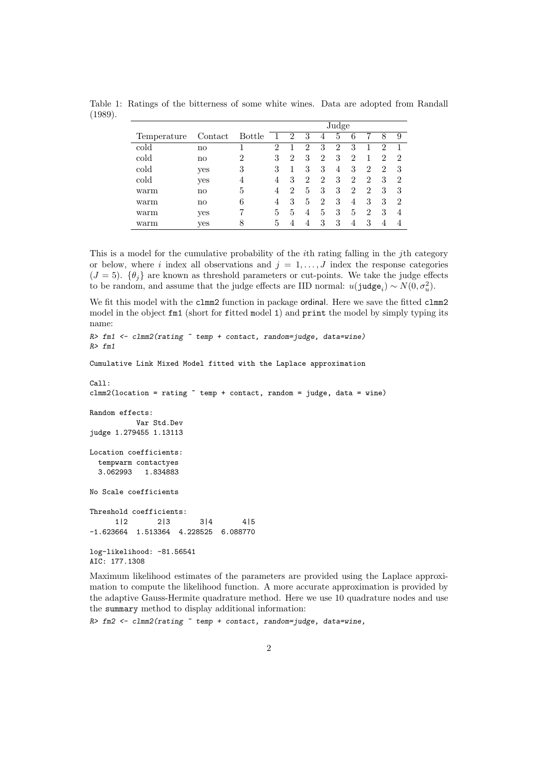Table 1: Ratings of the bitterness of some white wines. Data are adopted from Randall (1989).

| | | | Judge | | | | | | | | |
|---|---|---|---|---|---|---|---|---|---|---|---|
| Temperature | Contact | Bottle | 1 | 2 | 3 | 4 | 5 | 6 | 7 | 8 | 9 |
| cold | no | 1 | 2 | 1 | 2 | 3 | 2 | 3 | 1 | 2 | 1 |
| cold | no | 2 | 3 | 2 | 3 | 2 | 3 | 2 | 1 | 2 | 2 |
| cold | yes | 3 | 3 | 1 | 3 | 3 | 4 | 3 | 2 | 2 | 3 |
| cold | yes | 4 | 4 | 3 | 2 | 2 | 3 | 2 | 2 | 3 | 2 |
| warm | no | 5 | 4 | 2 | 5 | 3 | 3 | 2 | 2 | 3 | 3 |
| warm | no | 6 | 4 | 3 | 5 | 2 | 3 | 4 | 3 | 3 | 2 |
| warm | yes | 7 | 5 | 5 | 4 | 5 | 3 | 5 | 2 | 3 | 4 |
| warm | yes | 8 | 5 | 4 | 4 | 3 | 3 | 4 | 3 | 4 | 4 |

This is a model for the cumulative probability of the $i$th rating falling in the $j$th category or below, where $i$ index all observations and $j = 1, \ldots, J$ index the response categories ($J = 5$). $\{\theta_j\}$ are known as threshold parameters or cut-points. We take the judge effects to be random, and assume that the judge effects are IID normal: $u(\texttt{judge}_i) \sim N(0, \sigma_u^2)$.

We fit this model with the clmm2 function in package ordinal. Here we save the fitted clmm2 model in the object fm1 (short for fitted model 1) and print the model by simply typing its name:

```
R> fm1 <- clmm2(rating ~ temp + contact, random=judge, data=wine)
R> fm1

Cumulative Link Mixed Model fitted with the Laplace approximation

Call:
clmm2(location = rating ~ temp + contact, random = judge, data = wine)

Random effects:
           Var Std.Dev
judge 1.279455 1.13113

Location coefficients:
  tempwarm contactyes
  3.062993   1.834883

No Scale coefficients

Threshold coefficients:
      1|2       2|3       3|4       4|5
-1.623664  1.513364  4.228525  6.088770

log-likelihood: -81.56541
AIC: 177.1308
```

Maximum likelihood estimates of the parameters are provided using the Laplace approximation to compute the likelihood function. A more accurate approximation is provided by the adaptive Gauss-Hermite quadrature method. Here we use 10 quadrature nodes and use the summary method to display additional information:

```
R> fm2 <- clmm2(rating ~ temp + contact, random=judge, data=wine,
```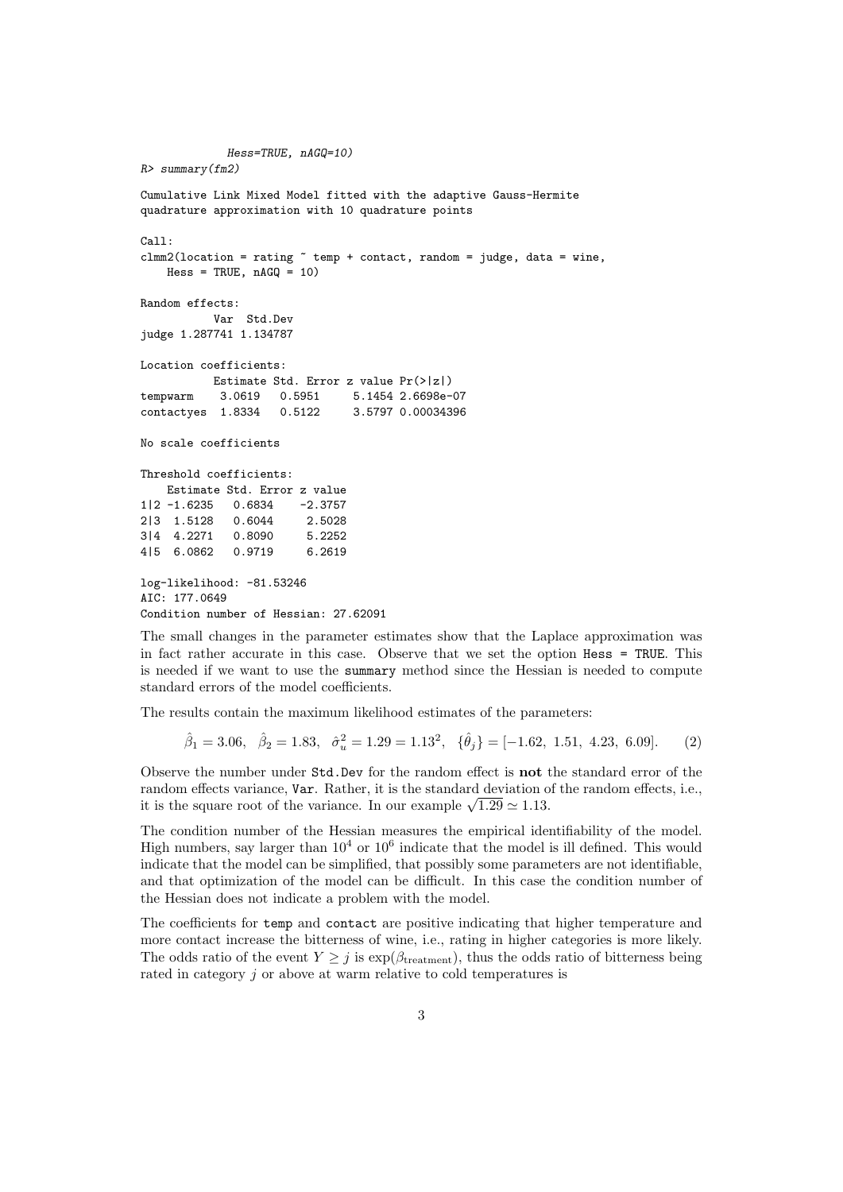```
            Hess=TRUE, nAGQ=10)
R> summary(fm2)

Cumulative Link Mixed Model fitted with the adaptive Gauss-Hermite
quadrature approximation with 10 quadrature points

Call:
clmm2(location = rating ~ temp + contact, random = judge, data = wine,
    Hess = TRUE, nAGQ = 10)

Random effects:
          Var  Std.Dev
judge 1.287741 1.134787

Location coefficients:
           Estimate Std. Error z value Pr(>|z|)
tempwarm    3.0619   0.5951     5.1454 2.6698e-07
contactyes  1.8334   0.5122     3.5797 0.00034396

No scale coefficients

Threshold coefficients:
    Estimate Std. Error z value
1|2 -1.6235   0.6834    -2.3757
2|3  1.5128   0.6044     2.5028
3|4  4.2271   0.8090     5.2252
4|5  6.0862   0.9719     6.2619

log-likelihood: -81.53246
AIC: 177.0649
Condition number of Hessian: 27.62091
```

The small changes in the parameter estimates show that the Laplace approximation was in fact rather accurate in this case. Observe that we set the option `Hess = TRUE`. This is needed if we want to use the `summary` method since the Hessian is needed to compute standard errors of the model coefficients.

The results contain the maximum likelihood estimates of the parameters:

$$\hat{\beta}_1 = 3.06, \quad \hat{\beta}_2 = 1.83, \quad \hat{\sigma}_u^2 = 1.29 = 1.13^2, \quad \{\hat{\theta}_j\} = [-1.62,\ 1.51,\ 4.23,\ 6.09]. \tag{2}$$

Observe the number under `Std.Dev` for the random effect is **not** the standard error of the random effects variance, `Var`. Rather, it is the standard deviation of the random effects, i.e., it is the square root of the variance. In our example $\sqrt{1.29} \simeq 1.13$.

The condition number of the Hessian measures the empirical identifiability of the model. High numbers, say larger than $10^4$ or $10^6$ indicate that the model is ill defined. This would indicate that the model can be simplified, that possibly some parameters are not identifiable, and that optimization of the model can be difficult. In this case the condition number of the Hessian does not indicate a problem with the model.

The coefficients for `temp` and `contact` are positive indicating that higher temperature and more contact increase the bitterness of wine, i.e., rating in higher categories is more likely. The odds ratio of the event $Y \geq j$ is $\exp(\beta_{\text{treatment}})$, thus the odds ratio of bitterness being rated in category $j$ or above at warm relative to cold temperatures is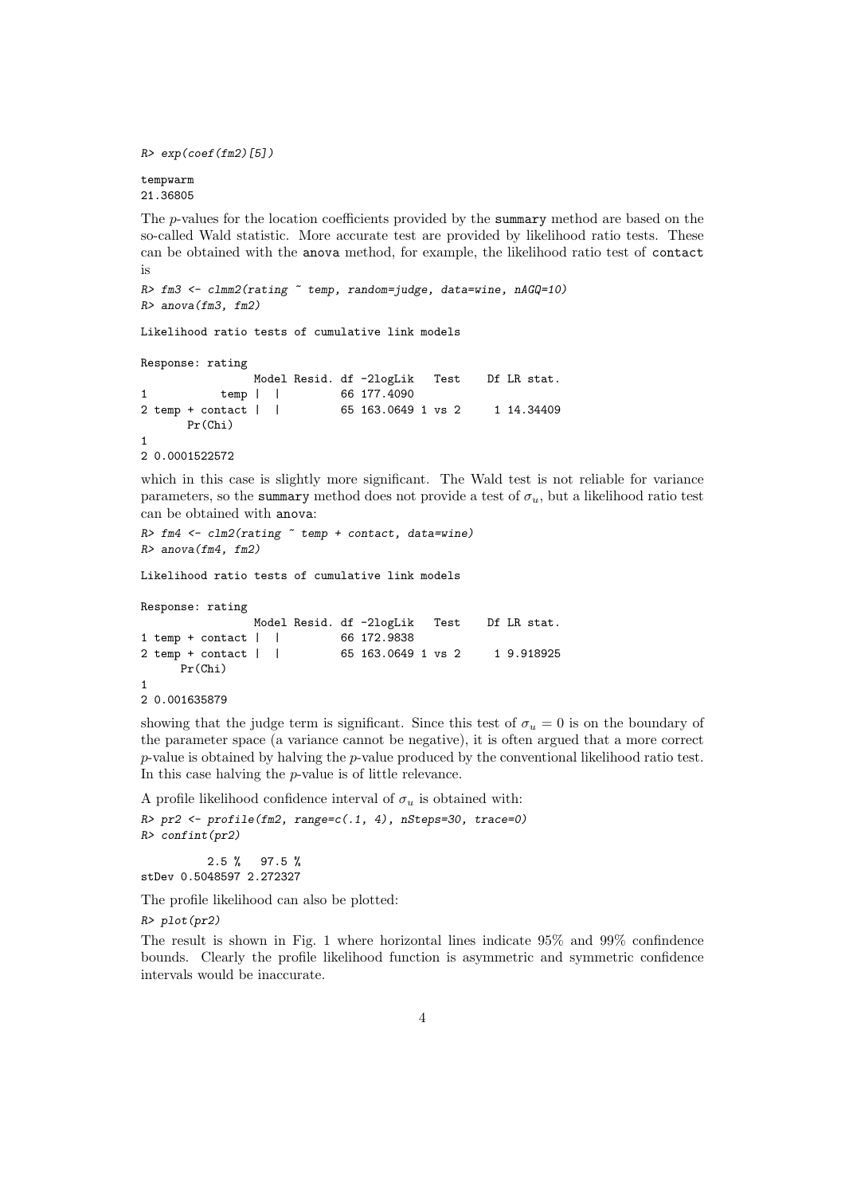```
R> exp(coef(fm2)[5])

tempwarm
21.36805
```

The $p$-values for the location coefficients provided by the `summary` method are based on the so-called Wald statistic. More accurate test are provided by likelihood ratio tests. These can be obtained with the `anova` method, for example, the likelihood ratio test of `contact` is

```
R> fm3 <- clmm2(rating ~ temp, random=judge, data=wine, nAGQ=10)
R> anova(fm3, fm2)

Likelihood ratio tests of cumulative link models

Response: rating
               Model Resid. df -2logLik   Test    Df LR stat.
1           temp |  |         66 177.4090
2 temp + contact |  |         65 163.0649 1 vs 2     1 14.34409
       Pr(Chi)
1
2 0.0001522572
```

which in this case is slightly more significant. The Wald test is not reliable for variance parameters, so the `summary` method does not provide a test of $\sigma_u$, but a likelihood ratio test can be obtained with `anova`:

```
R> fm4 <- clm2(rating ~ temp + contact, data=wine)
R> anova(fm4, fm2)

Likelihood ratio tests of cumulative link models

Response: rating
               Model Resid. df -2logLik   Test    Df LR stat.
1 temp + contact |  |         66 172.9838
2 temp + contact |  |         65 163.0649 1 vs 2     1 9.918925
      Pr(Chi)
1
2 0.001635879
```

showing that the judge term is significant. Since this test of $\sigma_u = 0$ is on the boundary of the parameter space (a variance cannot be negative), it is often argued that a more correct $p$-value is obtained by halving the $p$-value produced by the conventional likelihood ratio test. In this case halving the $p$-value is of little relevance.

A profile likelihood confidence interval of $\sigma_u$ is obtained with:

```
R> pr2 <- profile(fm2, range=c(.1, 4), nSteps=30, trace=0)
R> confint(pr2)

          2.5 %   97.5 %
stDev 0.5048597 2.272327
```

The profile likelihood can also be plotted:

```
R> plot(pr2)
```

The result is shown in Fig. 1 where horizontal lines indicate 95% and 99% confindence bounds. Clearly the profile likelihood function is asymmetric and symmetric confidence intervals would be inaccurate.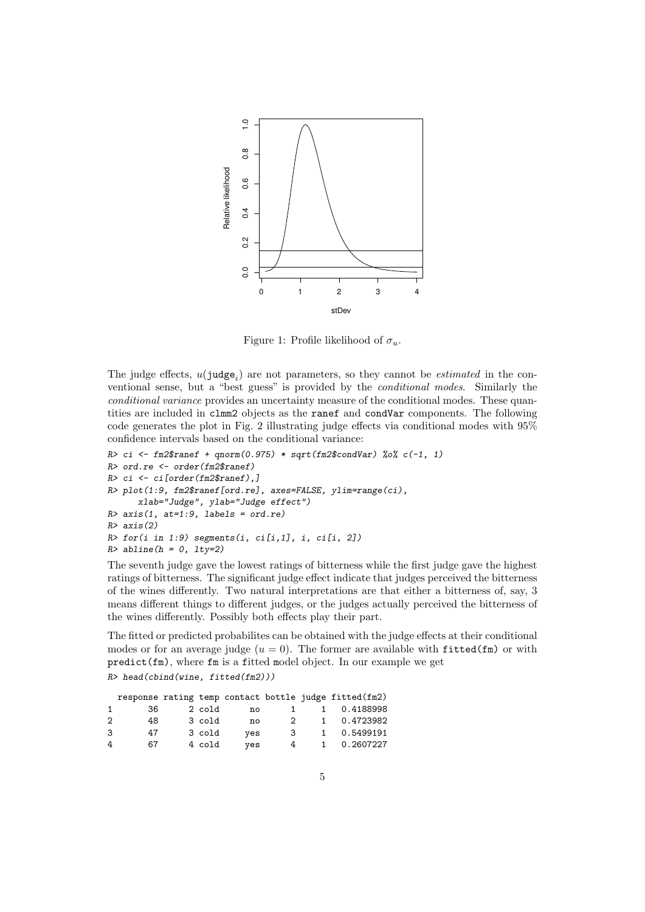Figure 1: Profile likelihood of $\sigma_u$.

The judge effects, $u(\texttt{judge}_i)$ are not parameters, so they cannot be *estimated* in the conventional sense, but a "best guess" is provided by the *conditional modes*. Similarly the *conditional variance* provides an uncertainty measure of the conditional modes. These quantities are included in `clmm2` objects as the `ranef` and `condVar` components. The following code generates the plot in Fig. 2 illustrating judge effects via conditional modes with 95% confidence intervals based on the conditional variance:

```
R> ci <- fm2$ranef + qnorm(0.975) * sqrt(fm2$condVar) %o% c(-1, 1)
R> ord.re <- order(fm2$ranef)
R> ci <- ci[order(fm2$ranef),]
R> plot(1:9, fm2$ranef[ord.re], axes=FALSE, ylim=range(ci),
      xlab="Judge", ylab="Judge effect")
R> axis(1, at=1:9, labels = ord.re)
R> axis(2)
R> for(i in 1:9) segments(i, ci[i,1], i, ci[i, 2])
R> abline(h = 0, lty=2)
```

The seventh judge gave the lowest ratings of bitterness while the first judge gave the highest ratings of bitterness. The significant judge effect indicate that judges perceived the bitterness of the wines differently. Two natural interpretations are that either a bitterness of, say, 3 means different things to different judges, or the judges actually perceived the bitterness of the wines differently. Possibly both effects play their part.

The fitted or predicted probabilites can be obtained with the judge effects at their conditional modes or for an average judge ($u = 0$). The former are available with `fitted(fm)` or with `predict(fm)`, where `fm` is a fitted model object. In our example we get

```
R> head(cbind(wine, fitted(fm2)))

  response rating temp contact bottle judge fitted(fm2)
1       36      2 cold      no      1     1   0.4188998
2       48      3 cold      no      2     1   0.4723982
3       47      3 cold     yes      3     1   0.5499191
4       67      4 cold     yes      4     1   0.2607227
```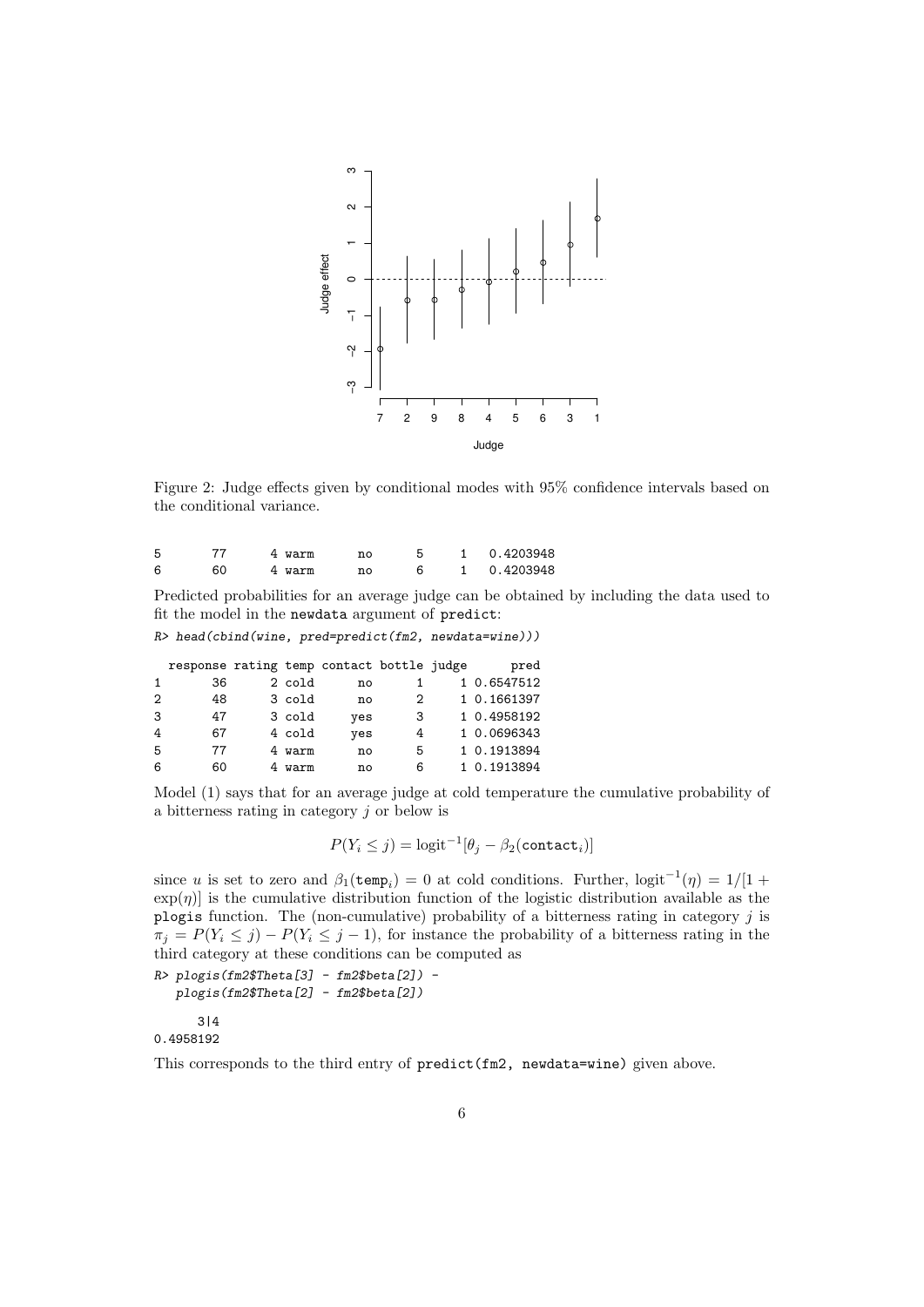Figure 2: Judge effects given by conditional modes with 95% confidence intervals based on the conditional variance.

```
5      77      4 warm      no      5      1   0.4203948
6      60      4 warm      no      6      1   0.4203948
```

Predicted probabilities for an average judge can be obtained by including the data used to fit the model in the newdata argument of predict:

```
R> head(cbind(wine, pred=predict(fm2, newdata=wine)))

  response rating temp contact bottle judge      pred
1       36      2 cold      no      1     1 0.6547512
2       48      3 cold      no      2     1 0.1661397
3       47      3 cold     yes      3     1 0.4958192
4       67      4 cold     yes      4     1 0.0696343
5       77      4 warm      no      5     1 0.1913894
6       60      4 warm      no      6     1 0.1913894
```

Model (1) says that for an average judge at cold temperature the cumulative probability of a bitterness rating in category $j$ or below is

$$P(Y_i \leq j) = \text{logit}^{-1}[\theta_j - \beta_2(\texttt{contact}_i)]$$

since $u$ is set to zero and $\beta_1(\texttt{temp}_i) = 0$ at cold conditions. Further, $\text{logit}^{-1}(\eta) = 1/[1 + \exp(\eta)]$ is the cumulative distribution function of the logistic distribution available as the plogis function. The (non-cumulative) probability of a bitterness rating in category $j$ is $\pi_j = P(Y_i \leq j) - P(Y_i \leq j - 1)$, for instance the probability of a bitterness rating in the third category at these conditions can be computed as

```
R> plogis(fm2$Theta[3] - fm2$beta[2]) -
   plogis(fm2$Theta[2] - fm2$beta[2])

      3|4
0.4958192
```

This corresponds to the third entry of predict(fm2, newdata=wine) given above.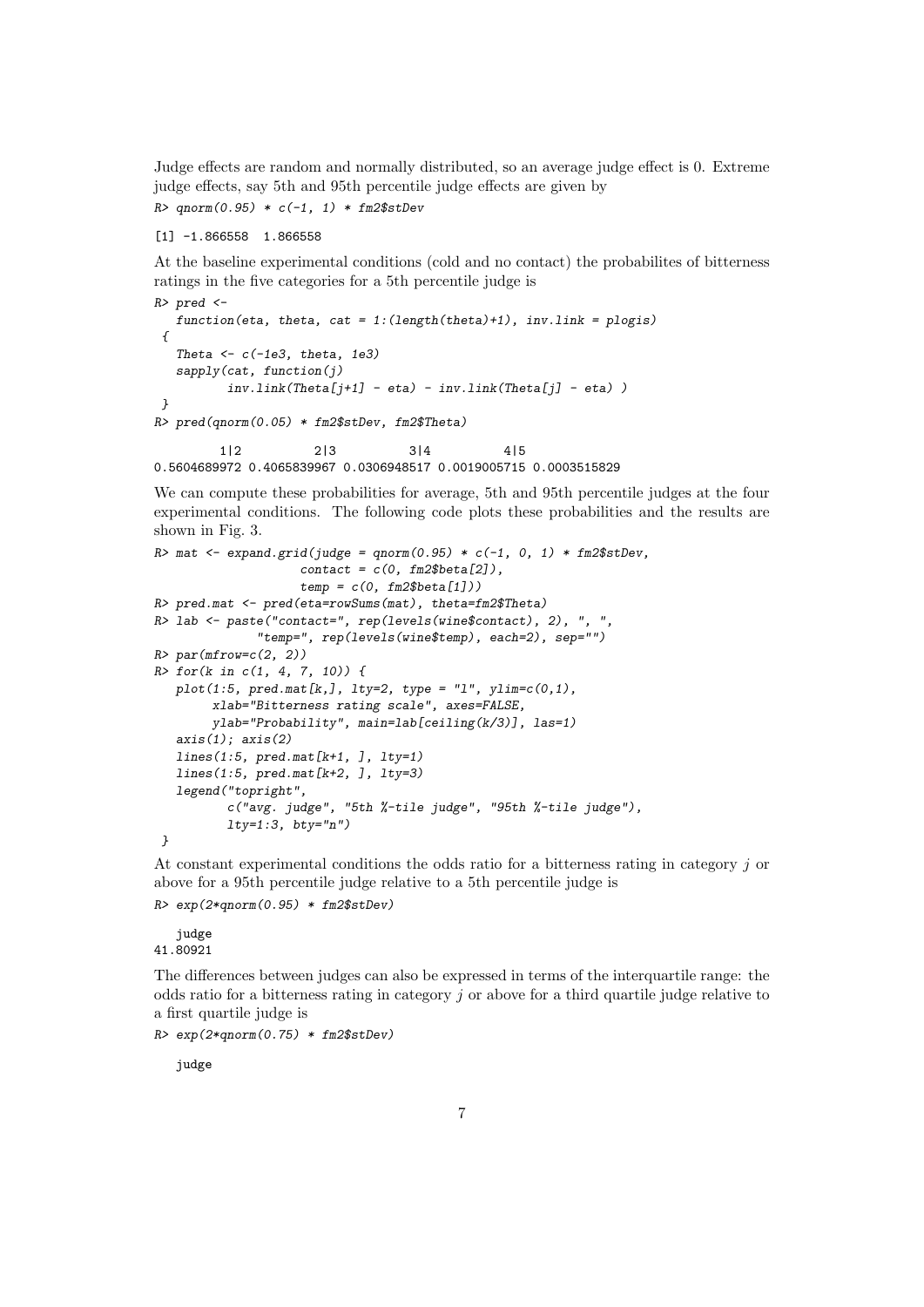Judge effects are random and normally distributed, so an average judge effect is 0. Extreme judge effects, say 5th and 95th percentile judge effects are given by

```
R> qnorm(0.95) * c(-1, 1) * fm2$stDev
```

```
[1] -1.866558  1.866558
```

At the baseline experimental conditions (cold and no contact) the probabilites of bitterness ratings in the five categories for a 5th percentile judge is

```
R> pred <-
   function(eta, theta, cat = 1:(length(theta)+1), inv.link = plogis)
 {
   Theta <- c(-1e3, theta, 1e3)
   sapply(cat, function(j)
          inv.link(Theta[j+1] - eta) - inv.link(Theta[j] - eta) )
 }
R> pred(qnorm(0.05) * fm2$stDev, fm2$Theta)
```

```
         1|2          2|3          3|4          4|5
0.5604689972 0.4065839967 0.0306948517 0.0019005715 0.0003515829
```

We can compute these probabilities for average, 5th and 95th percentile judges at the four experimental conditions. The following code plots these probabilities and the results are shown in Fig. 3.

```
R> mat <- expand.grid(judge = qnorm(0.95) * c(-1, 0, 1) * fm2$stDev,
                     contact = c(0, fm2$beta[2]),
                     temp = c(0, fm2$beta[1]))
R> pred.mat <- pred(eta=rowSums(mat), theta=fm2$Theta)
R> lab <- paste("contact=", rep(levels(wine$contact), 2), ", ",
               "temp=", rep(levels(wine$temp), each=2), sep="")
R> par(mfrow=c(2, 2))
R> for(k in c(1, 4, 7, 10)) {
   plot(1:5, pred.mat[k,], lty=2, type = "l", ylim=c(0,1),
        xlab="Bitterness rating scale", axes=FALSE,
        ylab="Probability", main=lab[ceiling(k/3)], las=1)
   axis(1); axis(2)
   lines(1:5, pred.mat[k+1, ], lty=1)
   lines(1:5, pred.mat[k+2, ], lty=3)
   legend("topright",
          c("avg. judge", "5th %-tile judge", "95th %-tile judge"),
          lty=1:3, bty="n")
 }
```

At constant experimental conditions the odds ratio for a bitterness rating in category $j$ or above for a 95th percentile judge relative to a 5th percentile judge is

```
R> exp(2*qnorm(0.95) * fm2$stDev)
```

```
   judge
41.80921
```

The differences between judges can also be expressed in terms of the interquartile range: the odds ratio for a bitterness rating in category $j$ or above for a third quartile judge relative to a first quartile judge is

```
R> exp(2*qnorm(0.75) * fm2$stDev)
```

```
   judge
```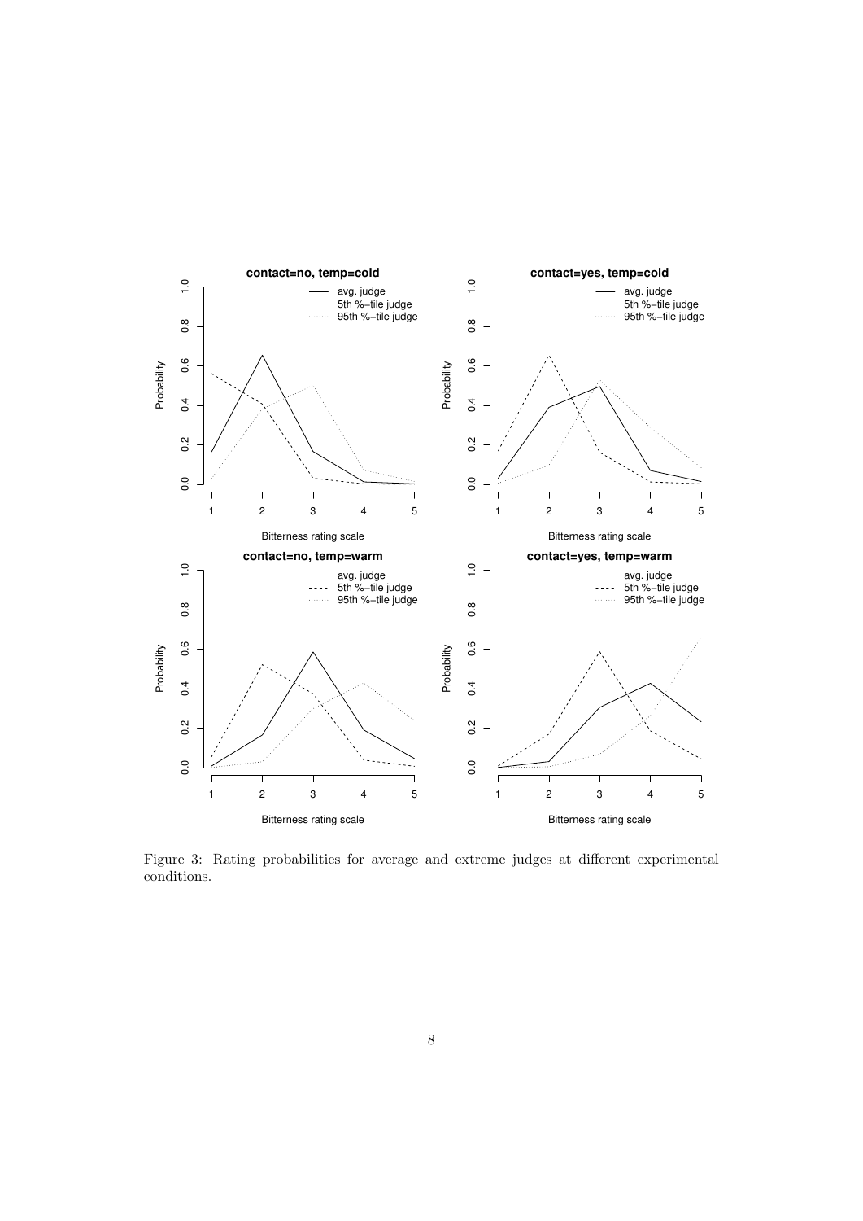Figure 3: Rating probabilities for average and extreme judges at different experimental conditions.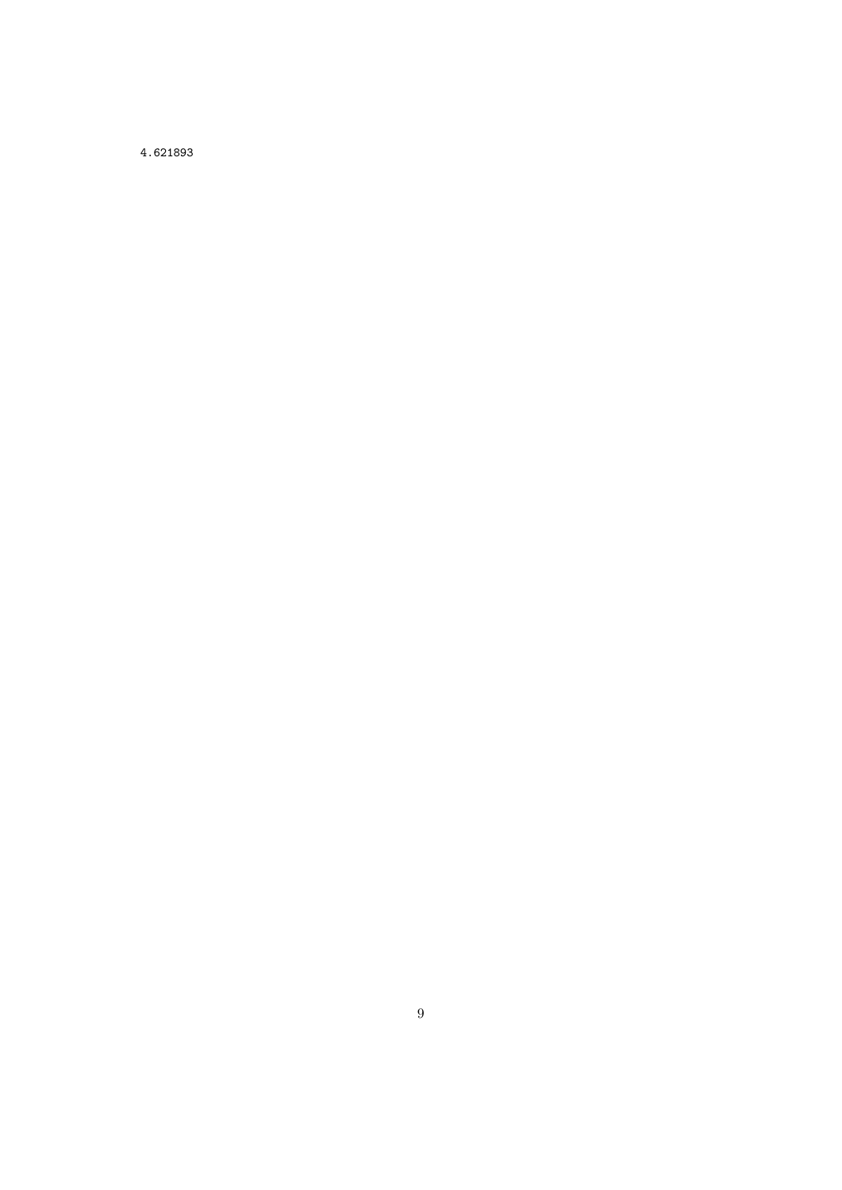```
4.621893
```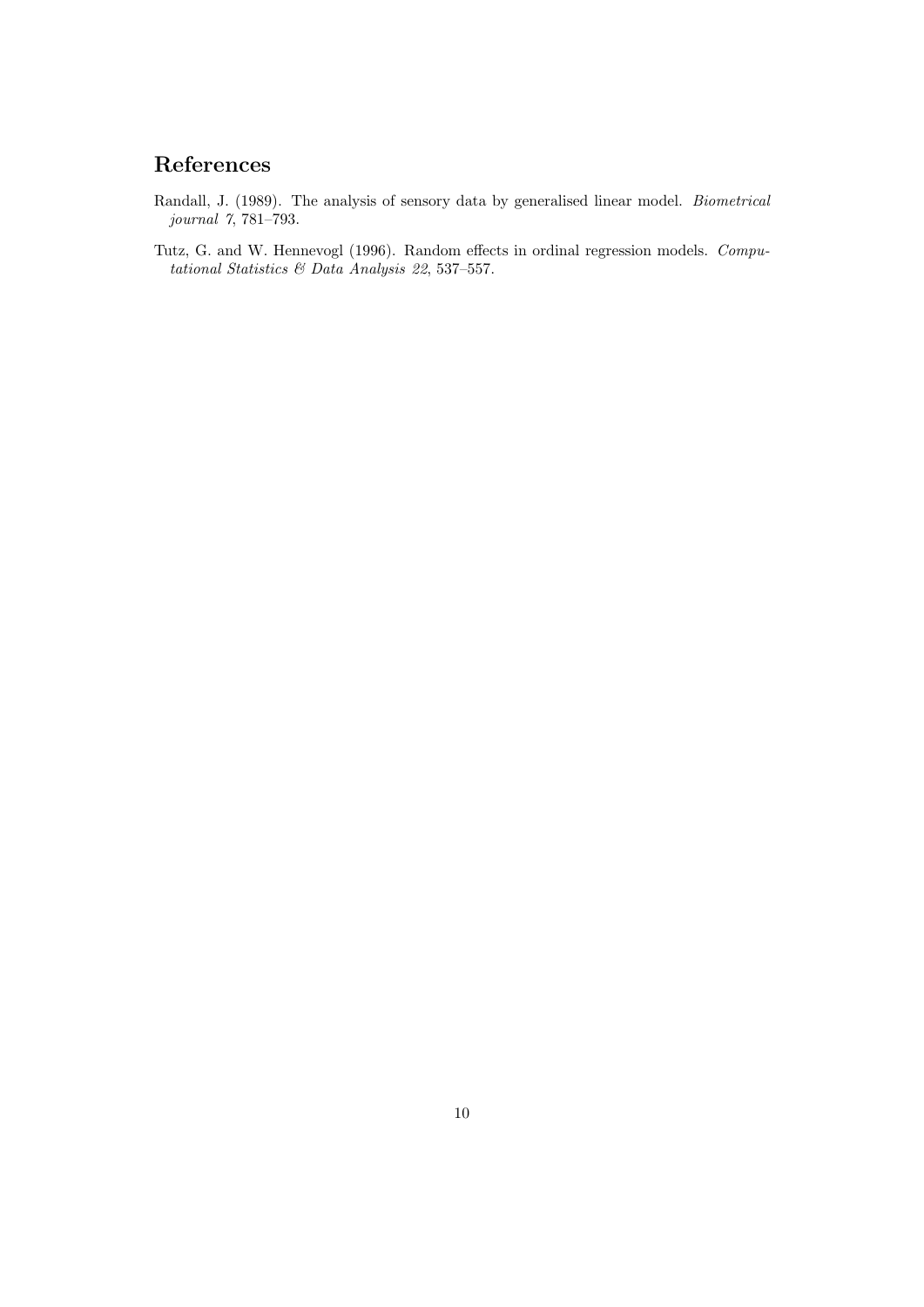## References

Randall, J. (1989). The analysis of sensory data by generalised linear model. *Biometrical journal 7*, 781–793.

Tutz, G. and W. Hennevogl (1996). Random effects in ordinal regression models. *Computational Statistics & Data Analysis 22*, 537–557.